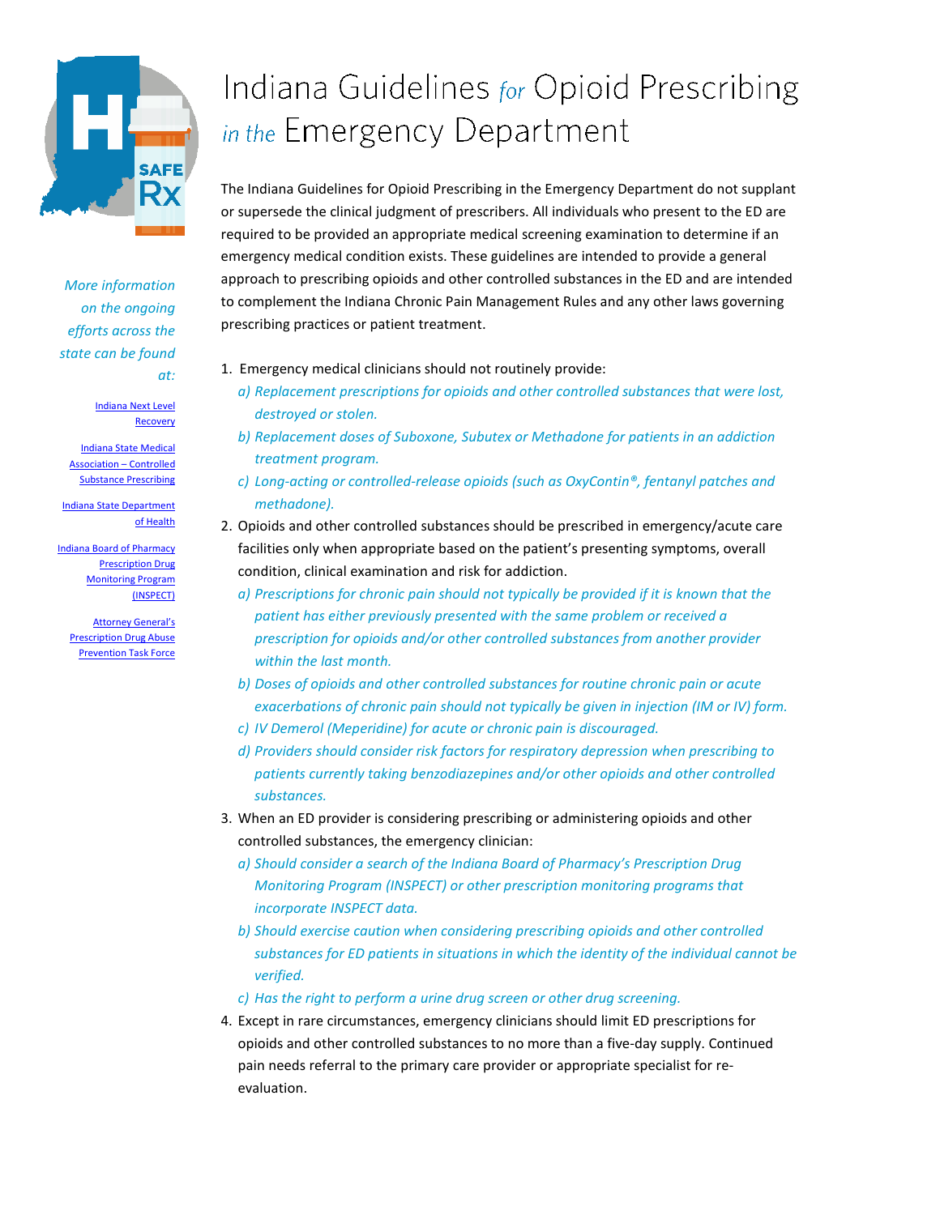# Indiana Guidelines *for* Opioid Prescribing *in the* Emergency Department

*More information on the ongoing efforts across the state can be found at:*

Indiana Next Level Recovery

Indiana State Medical Association – Controlled Substance Prescribing

Indiana State Department of Health

Indiana Board of Pharmacy Prescription Drug Monitoring Program (INSPECT)

Attorney General's Prescription Drug Abuse Prevention Task Force

The Indiana Guidelines for Opioid Prescribing in the Emergency Department do not supplant or supersede the clinical judgment of prescribers. All individuals who present to the ED are required to be provided an appropriate medical screening examination to determine if an emergency medical condition exists. These guidelines are intended to provide a general approach to prescribing opioids and other controlled substances in the ED and are intended to complement the Indiana Chronic Pain Management Rules and any other laws governing prescribing practices or patient treatment.

1. Emergency medical clinicians should not routinely provide:
   *a) Replacement prescriptions for opioids and other controlled substances that were lost, destroyed or stolen.*
   *b) Replacement doses of Suboxone, Subutex or Methadone for patients in an addiction treatment program.*
   *c) Long-acting or controlled-release opioids (such as OxyContin®, fentanyl patches and methadone).*
2. Opioids and other controlled substances should be prescribed in emergency/acute care facilities only when appropriate based on the patient's presenting symptoms, overall condition, clinical examination and risk for addiction.
   *a) Prescriptions for chronic pain should not typically be provided if it is known that the patient has either previously presented with the same problem or received a prescription for opioids and/or other controlled substances from another provider within the last month.*
   *b) Doses of opioids and other controlled substances for routine chronic pain or acute exacerbations of chronic pain should not typically be given in injection (IM or IV) form.*
   *c) IV Demerol (Meperidine) for acute or chronic pain is discouraged.*
   *d) Providers should consider risk factors for respiratory depression when prescribing to patients currently taking benzodiazepines and/or other opioids and other controlled substances.*
3. When an ED provider is considering prescribing or administering opioids and other controlled substances, the emergency clinician:
   *a) Should consider a search of the Indiana Board of Pharmacy's Prescription Drug Monitoring Program (INSPECT) or other prescription monitoring programs that incorporate INSPECT data.*
   *b) Should exercise caution when considering prescribing opioids and other controlled substances for ED patients in situations in which the identity of the individual cannot be verified.*
   *c) Has the right to perform a urine drug screen or other drug screening.*
4. Except in rare circumstances, emergency clinicians should limit ED prescriptions for opioids and other controlled substances to no more than a five-day supply. Continued pain needs referral to the primary care provider or appropriate specialist for re-evaluation.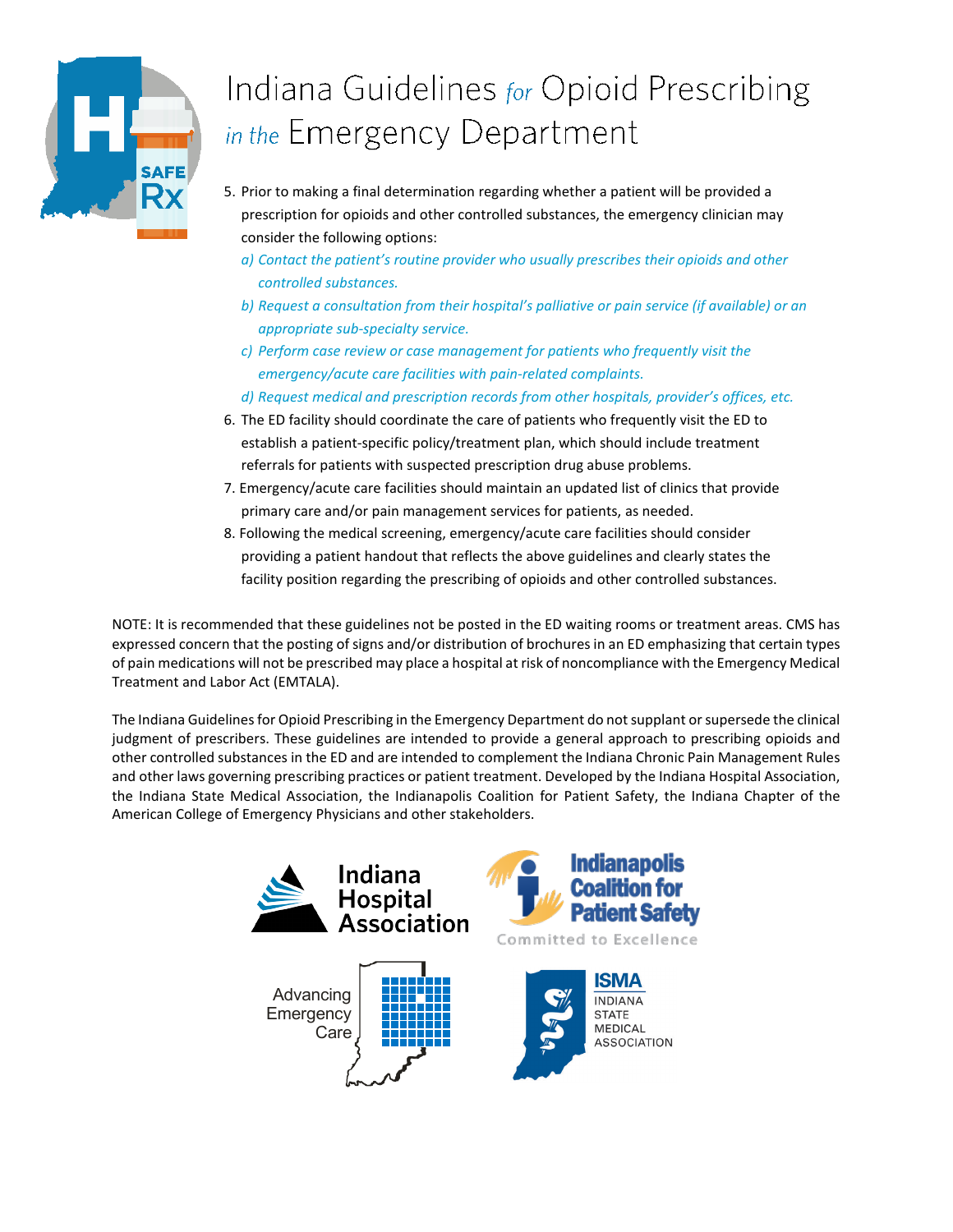# Indiana Guidelines *for* Opioid Prescribing *in the* Emergency Department

5. Prior to making a final determination regarding whether a patient will be provided a prescription for opioids and other controlled substances, the emergency clinician may consider the following options:
   *a) Contact the patient's routine provider who usually prescribes their opioids and other controlled substances.*
   *b) Request a consultation from their hospital's palliative or pain service (if available) or an appropriate sub-specialty service.*
   *c) Perform case review or case management for patients who frequently visit the emergency/acute care facilities with pain-related complaints.*
   *d) Request medical and prescription records from other hospitals, provider's offices, etc.*
6. The ED facility should coordinate the care of patients who frequently visit the ED to establish a patient-specific policy/treatment plan, which should include treatment referrals for patients with suspected prescription drug abuse problems.
7. Emergency/acute care facilities should maintain an updated list of clinics that provide primary care and/or pain management services for patients, as needed.
8. Following the medical screening, emergency/acute care facilities should consider providing a patient handout that reflects the above guidelines and clearly states the facility position regarding the prescribing of opioids and other controlled substances.

NOTE: It is recommended that these guidelines not be posted in the ED waiting rooms or treatment areas. CMS has expressed concern that the posting of signs and/or distribution of brochures in an ED emphasizing that certain types of pain medications will not be prescribed may place a hospital at risk of noncompliance with the Emergency Medical Treatment and Labor Act (EMTALA).

The Indiana Guidelines for Opioid Prescribing in the Emergency Department do not supplant or supersede the clinical judgment of prescribers. These guidelines are intended to provide a general approach to prescribing opioids and other controlled substances in the ED and are intended to complement the Indiana Chronic Pain Management Rules and other laws governing prescribing practices or patient treatment. Developed by the Indiana Hospital Association, the Indiana State Medical Association, the Indianapolis Coalition for Patient Safety, the Indiana Chapter of the American College of Emergency Physicians and other stakeholders.

Indiana Hospital Association

Indianapolis Coalition for Patient Safety
Committed to Excellence

Advancing Emergency Care

ISMA
INDIANA STATE MEDICAL ASSOCIATION